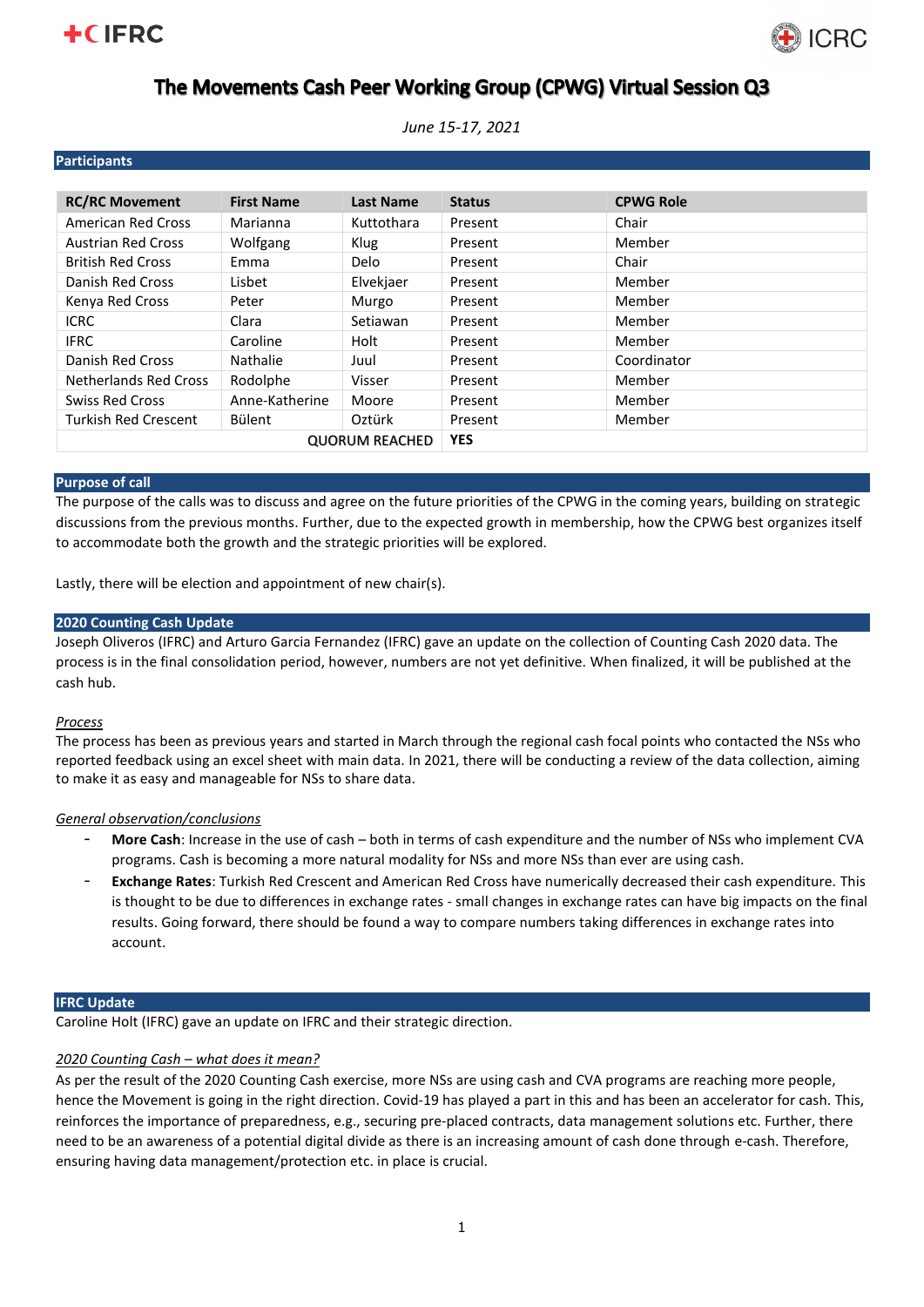# The Movements Cash Peer Working Group (CPWG) Virtual Session Q3

*June 15-17, 2021*

## Participants

| RC/RC Movement | First Name | Last Name | Status | CPWG Role |
|---|---|---|---|---|
| American Red Cross | Marianna | Kuttothara | Present | Chair |
| Austrian Red Cross | Wolfgang | Klug | Present | Member |
| British Red Cross | Emma | Delo | Present | Chair |
| Danish Red Cross | Lisbet | Elvekjaer | Present | Member |
| Kenya Red Cross | Peter | Murgo | Present | Member |
| ICRC | Clara | Setiawan | Present | Member |
| IFRC | Caroline | Holt | Present | Member |
| Danish Red Cross | Nathalie | Juul | Present | Coordinator |
| Netherlands Red Cross | Rodolphe | Visser | Present | Member |
| Swiss Red Cross | Anne-Katherine | Moore | Present | Member |
| Turkish Red Crescent | Bülent | Oztürk | Present | Member |
| | | QUORUM REACHED | **YES** | |

## Purpose of call

The purpose of the calls was to discuss and agree on the future priorities of the CPWG in the coming years, building on strategic discussions from the previous months. Further, due to the expected growth in membership, how the CPWG best organizes itself to accommodate both the growth and the strategic priorities will be explored.

Lastly, there will be election and appointment of new chair(s).

## 2020 Counting Cash Update

Joseph Oliveros (IFRC) and Arturo Garcia Fernandez (IFRC) gave an update on the collection of Counting Cash 2020 data. The process is in the final consolidation period, however, numbers are not yet definitive. When finalized, it will be published at the cash hub.

*Process*

The process has been as previous years and started in March through the regional cash focal points who contacted the NSs who reported feedback using an excel sheet with main data. In 2021, there will be conducting a review of the data collection, aiming to make it as easy and manageable for NSs to share data.

*General observation/conclusions*

- **More Cash**: Increase in the use of cash – both in terms of cash expenditure and the number of NSs who implement CVA programs. Cash is becoming a more natural modality for NSs and more NSs than ever are using cash.
- **Exchange Rates**: Turkish Red Crescent and American Red Cross have numerically decreased their cash expenditure. This is thought to be due to differences in exchange rates - small changes in exchange rates can have big impacts on the final results. Going forward, there should be found a way to compare numbers taking differences in exchange rates into account.

## IFRC Update

Caroline Holt (IFRC) gave an update on IFRC and their strategic direction.

*2020 Counting Cash – what does it mean?*

As per the result of the 2020 Counting Cash exercise, more NSs are using cash and CVA programs are reaching more people, hence the Movement is going in the right direction. Covid-19 has played a part in this and has been an accelerator for cash. This, reinforces the importance of preparedness, e.g., securing pre-placed contracts, data management solutions etc. Further, there need to be an awareness of a potential digital divide as there is an increasing amount of cash done through e-cash. Therefore, ensuring having data management/protection etc. in place is crucial.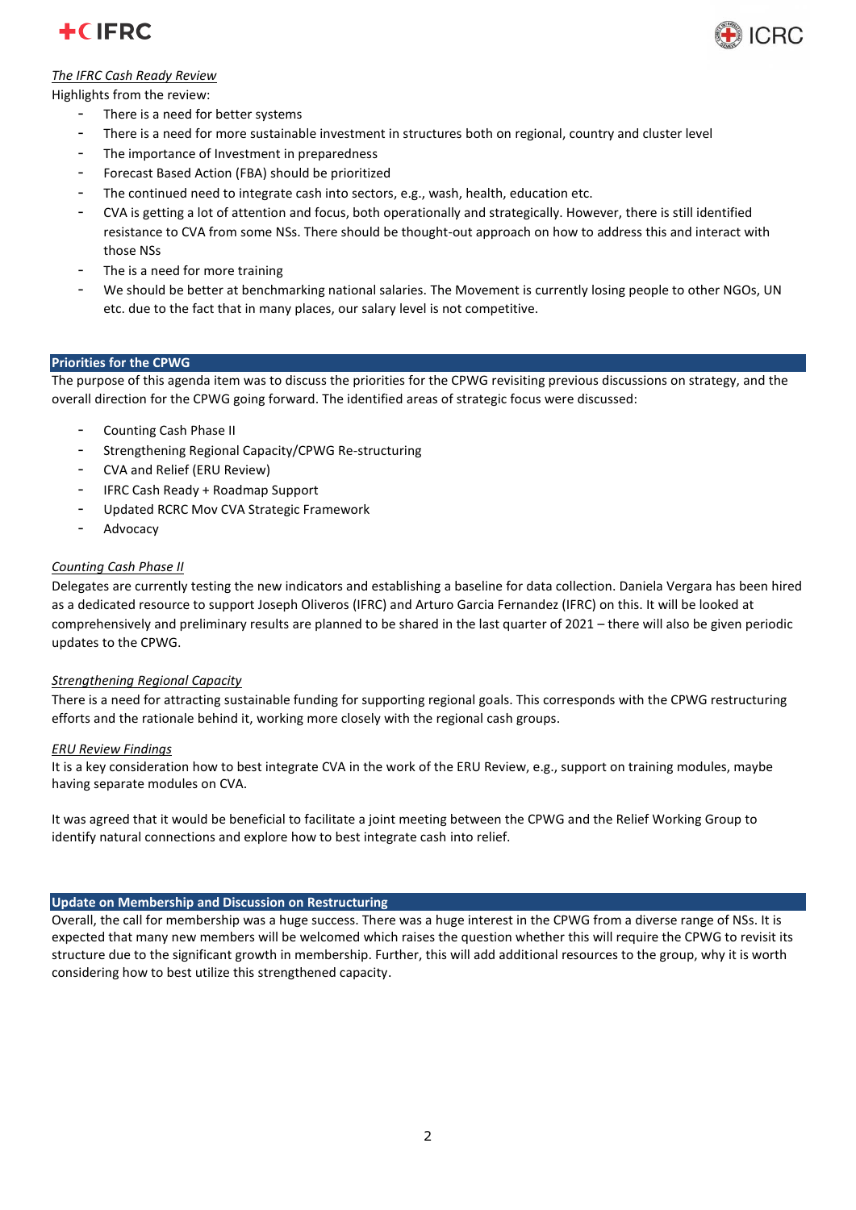*The IFRC Cash Ready Review*

Highlights from the review:

- There is a need for better systems
- There is a need for more sustainable investment in structures both on regional, country and cluster level
- The importance of Investment in preparedness
- Forecast Based Action (FBA) should be prioritized
- The continued need to integrate cash into sectors, e.g., wash, health, education etc.
- CVA is getting a lot of attention and focus, both operationally and strategically. However, there is still identified resistance to CVA from some NSs. There should be thought-out approach on how to address this and interact with those NSs
- The is a need for more training
- We should be better at benchmarking national salaries. The Movement is currently losing people to other NGOs, UN etc. due to the fact that in many places, our salary level is not competitive.

## Priorities for the CPWG

The purpose of this agenda item was to discuss the priorities for the CPWG revisiting previous discussions on strategy, and the overall direction for the CPWG going forward. The identified areas of strategic focus were discussed:

- Counting Cash Phase II
- Strengthening Regional Capacity/CPWG Re-structuring
- CVA and Relief (ERU Review)
- IFRC Cash Ready + Roadmap Support
- Updated RCRC Mov CVA Strategic Framework
- Advocacy

*Counting Cash Phase II*

Delegates are currently testing the new indicators and establishing a baseline for data collection. Daniela Vergara has been hired as a dedicated resource to support Joseph Oliveros (IFRC) and Arturo Garcia Fernandez (IFRC) on this. It will be looked at comprehensively and preliminary results are planned to be shared in the last quarter of 2021 – there will also be given periodic updates to the CPWG.

*Strengthening Regional Capacity*

There is a need for attracting sustainable funding for supporting regional goals. This corresponds with the CPWG restructuring efforts and the rationale behind it, working more closely with the regional cash groups.

*ERU Review Findings*

It is a key consideration how to best integrate CVA in the work of the ERU Review, e.g., support on training modules, maybe having separate modules on CVA.

It was agreed that it would be beneficial to facilitate a joint meeting between the CPWG and the Relief Working Group to identify natural connections and explore how to best integrate cash into relief.

## Update on Membership and Discussion on Restructuring

Overall, the call for membership was a huge success. There was a huge interest in the CPWG from a diverse range of NSs. It is expected that many new members will be welcomed which raises the question whether this will require the CPWG to revisit its structure due to the significant growth in membership. Further, this will add additional resources to the group, why it is worth considering how to best utilize this strengthened capacity.